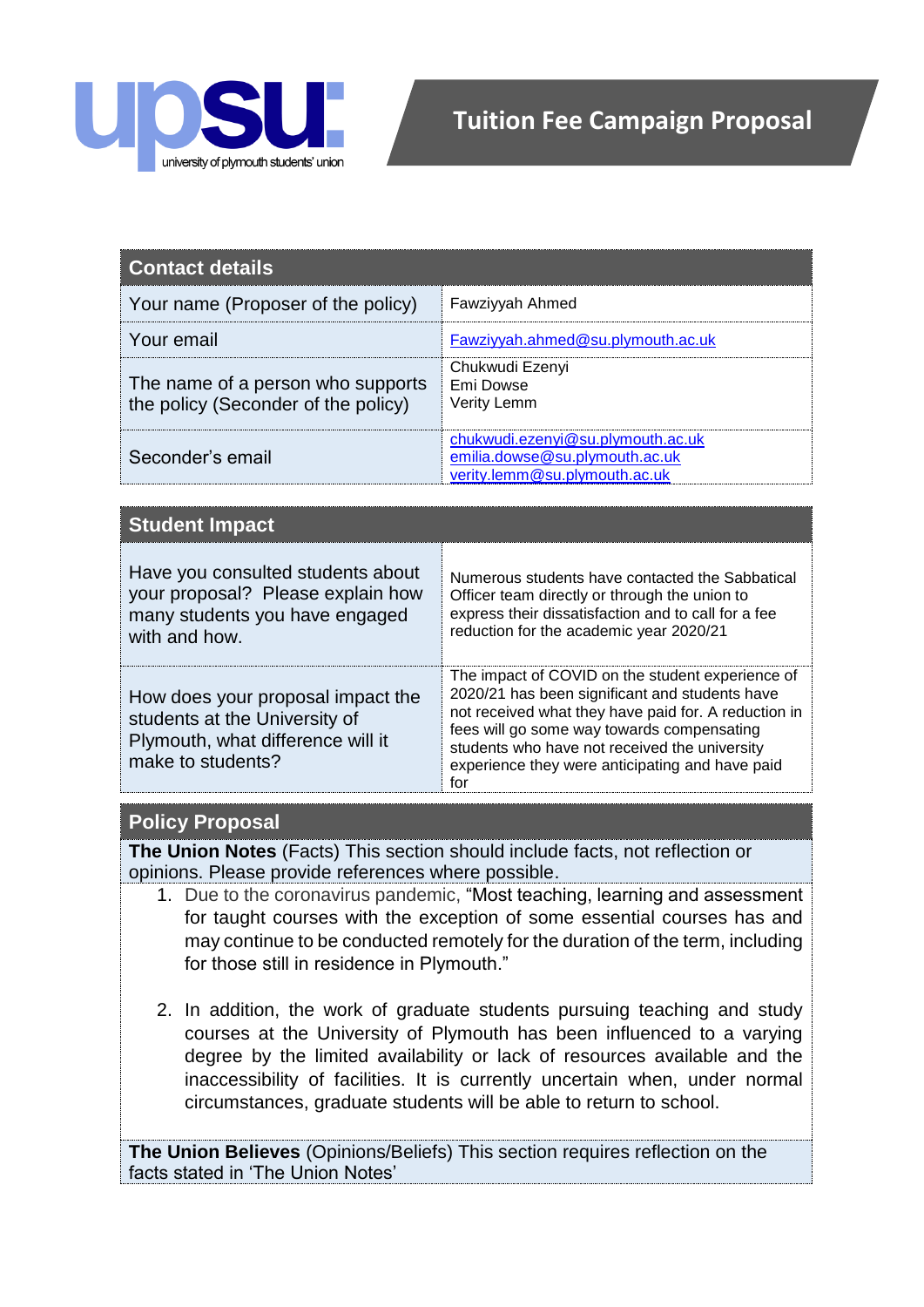# Tuition Fee Campaign Proposal

| Contact details | |
|---|---|
| Your name (Proposer of the policy) | Fawziyyah Ahmed |
| Your email | Fawziyyah.ahmed@su.plymouth.ac.uk |
| The name of a person who supports the policy (Seconder of the policy) | Chukwudi Ezenyi<br>Emi Dowse<br>Verity Lemm |
| Seconder's email | chukwudi.ezenyi@su.plymouth.ac.uk<br>emilia.dowse@su.plymouth.ac.uk<br>verity.lemm@su.plymouth.ac.uk |

| Student Impact | |
|---|---|
| Have you consulted students about your proposal? Please explain how many students you have engaged with and how. | Numerous students have contacted the Sabbatical Officer team directly or through the union to express their dissatisfaction and to call for a fee reduction for the academic year 2020/21 |
| How does your proposal impact the students at the University of Plymouth, what difference will it make to students? | The impact of COVID on the student experience of 2020/21 has been significant and students have not received what they have paid for. A reduction in fees will go some way towards compensating students who have not received the university experience they were anticipating and have paid for |

## Policy Proposal

**The Union Notes** (Facts) This section should include facts, not reflection or opinions. Please provide references where possible.

1. Due to the coronavirus pandemic, "Most teaching, learning and assessment for taught courses with the exception of some essential courses has and may continue to be conducted remotely for the duration of the term, including for those still in residence in Plymouth."

2. In addition, the work of graduate students pursuing teaching and study courses at the University of Plymouth has been influenced to a varying degree by the limited availability or lack of resources available and the inaccessibility of facilities. It is currently uncertain when, under normal circumstances, graduate students will be able to return to school.

**The Union Believes** (Opinions/Beliefs) This section requires reflection on the facts stated in 'The Union Notes'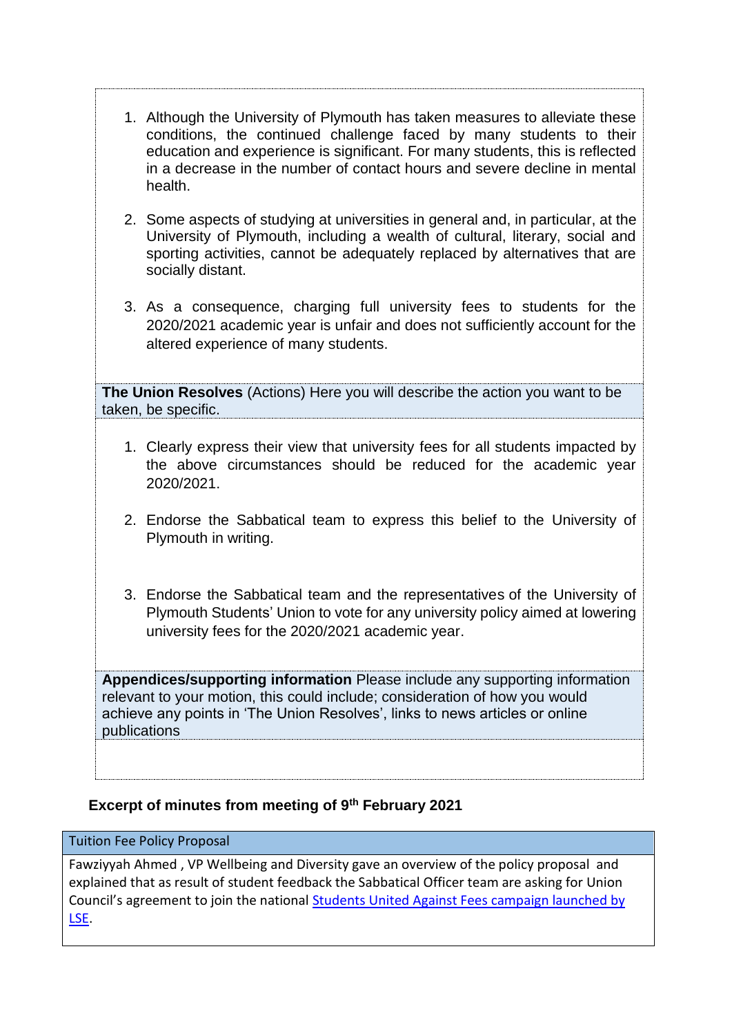1. Although the University of Plymouth has taken measures to alleviate these conditions, the continued challenge faced by many students to their education and experience is significant. For many students, this is reflected in a decrease in the number of contact hours and severe decline in mental health.

2. Some aspects of studying at universities in general and, in particular, at the University of Plymouth, including a wealth of cultural, literary, social and sporting activities, cannot be adequately replaced by alternatives that are socially distant.

3. As a consequence, charging full university fees to students for the 2020/2021 academic year is unfair and does not sufficiently account for the altered experience of many students.

**The Union Resolves** (Actions) Here you will describe the action you want to be taken, be specific.

1. Clearly express their view that university fees for all students impacted by the above circumstances should be reduced for the academic year 2020/2021.

2. Endorse the Sabbatical team to express this belief to the University of Plymouth in writing.

3. Endorse the Sabbatical team and the representatives of the University of Plymouth Students' Union to vote for any university policy aimed at lowering university fees for the 2020/2021 academic year.

**Appendices/supporting information** Please include any supporting information relevant to your motion, this could include; consideration of how you would achieve any points in 'The Union Resolves', links to news articles or online publications

### Excerpt of minutes from meeting of 9th February 2021

| Tuition Fee Policy Proposal |
| --- |
| Fawziyyah Ahmed , VP Wellbeing and Diversity gave an overview of the policy proposal and explained that as result of student feedback the Sabbatical Officer team are asking for Union Council's agreement to join the national Students United Against Fees campaign launched by LSE. |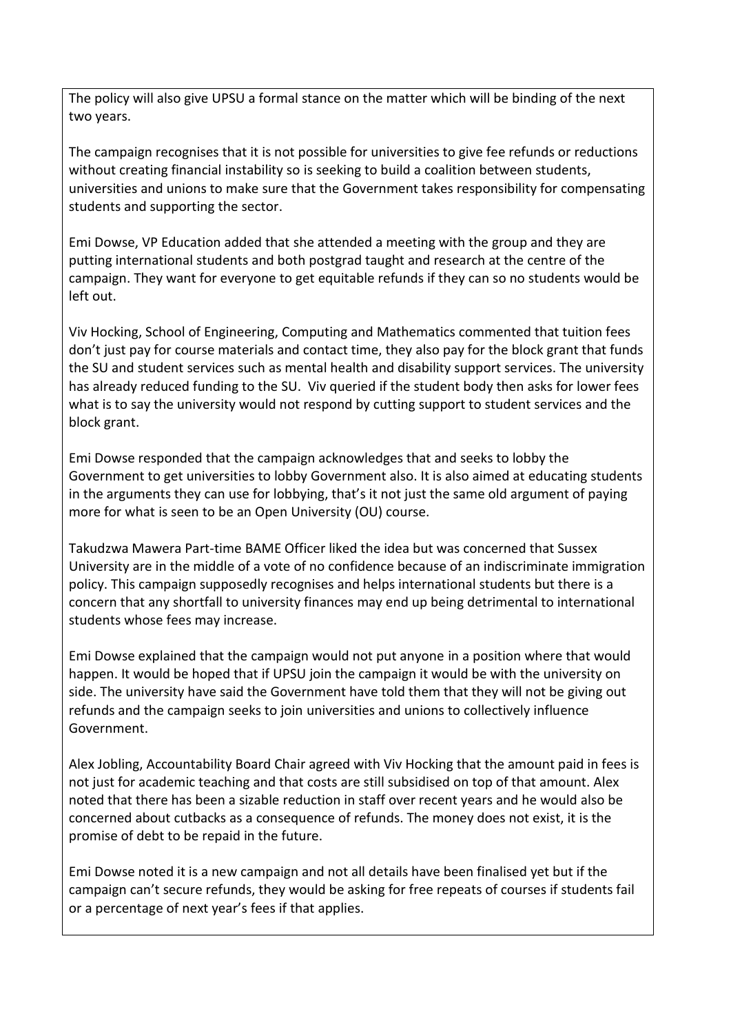The policy will also give UPSU a formal stance on the matter which will be binding of the next two years.

The campaign recognises that it is not possible for universities to give fee refunds or reductions without creating financial instability so is seeking to build a coalition between students, universities and unions to make sure that the Government takes responsibility for compensating students and supporting the sector.

Emi Dowse, VP Education added that she attended a meeting with the group and they are putting international students and both postgrad taught and research at the centre of the campaign. They want for everyone to get equitable refunds if they can so no students would be left out.

Viv Hocking, School of Engineering, Computing and Mathematics commented that tuition fees don't just pay for course materials and contact time, they also pay for the block grant that funds the SU and student services such as mental health and disability support services. The university has already reduced funding to the SU. Viv queried if the student body then asks for lower fees what is to say the university would not respond by cutting support to student services and the block grant.

Emi Dowse responded that the campaign acknowledges that and seeks to lobby the Government to get universities to lobby Government also. It is also aimed at educating students in the arguments they can use for lobbying, that's it not just the same old argument of paying more for what is seen to be an Open University (OU) course.

Takudzwa Mawera Part-time BAME Officer liked the idea but was concerned that Sussex University are in the middle of a vote of no confidence because of an indiscriminate immigration policy. This campaign supposedly recognises and helps international students but there is a concern that any shortfall to university finances may end up being detrimental to international students whose fees may increase.

Emi Dowse explained that the campaign would not put anyone in a position where that would happen. It would be hoped that if UPSU join the campaign it would be with the university on side. The university have said the Government have told them that they will not be giving out refunds and the campaign seeks to join universities and unions to collectively influence Government.

Alex Jobling, Accountability Board Chair agreed with Viv Hocking that the amount paid in fees is not just for academic teaching and that costs are still subsidised on top of that amount. Alex noted that there has been a sizable reduction in staff over recent years and he would also be concerned about cutbacks as a consequence of refunds. The money does not exist, it is the promise of debt to be repaid in the future.

Emi Dowse noted it is a new campaign and not all details have been finalised yet but if the campaign can't secure refunds, they would be asking for free repeats of courses if students fail or a percentage of next year's fees if that applies.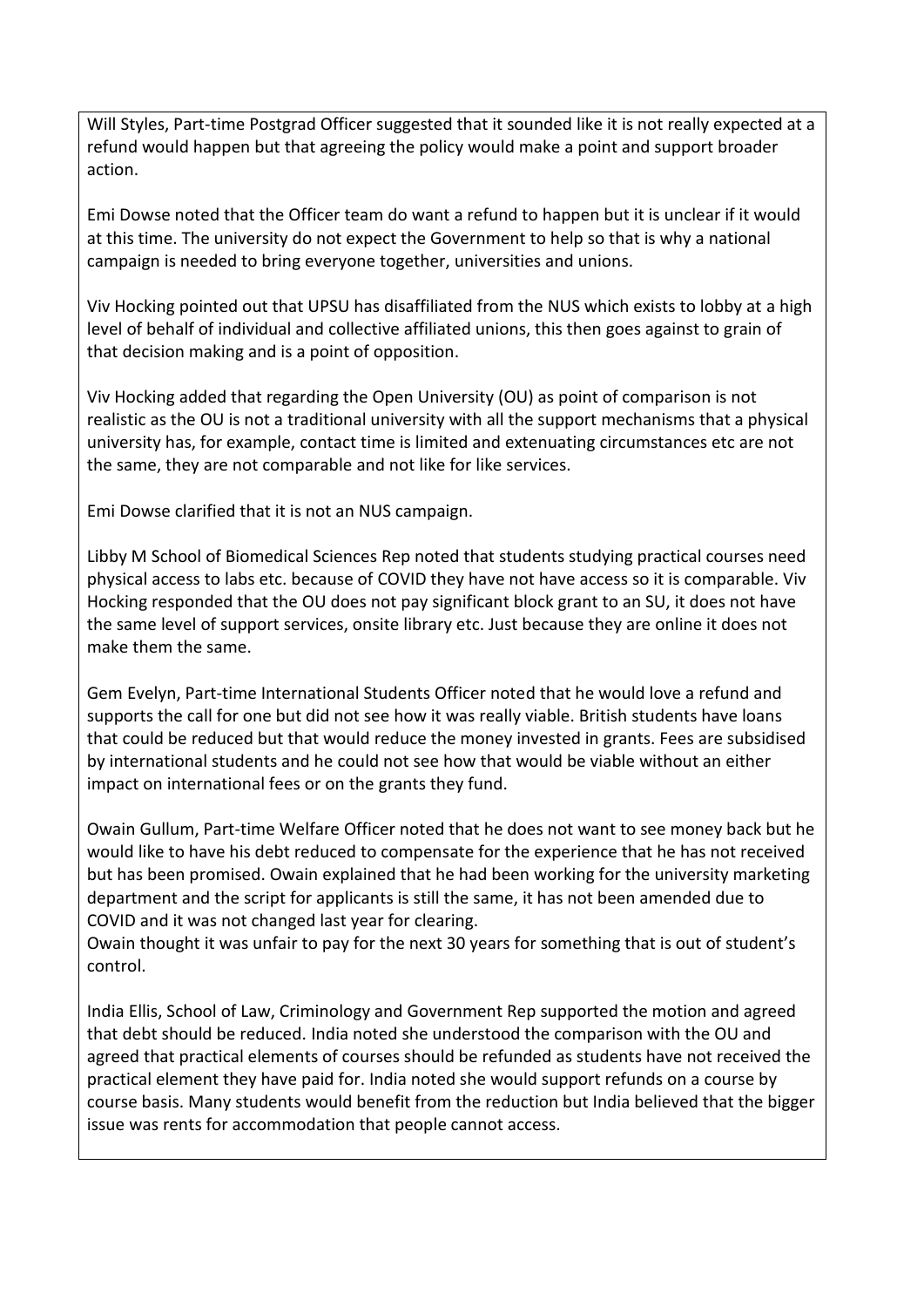Will Styles, Part-time Postgrad Officer suggested that it sounded like it is not really expected at a refund would happen but that agreeing the policy would make a point and support broader action.

Emi Dowse noted that the Officer team do want a refund to happen but it is unclear if it would at this time. The university do not expect the Government to help so that is why a national campaign is needed to bring everyone together, universities and unions.

Viv Hocking pointed out that UPSU has disaffiliated from the NUS which exists to lobby at a high level of behalf of individual and collective affiliated unions, this then goes against to grain of that decision making and is a point of opposition.

Viv Hocking added that regarding the Open University (OU) as point of comparison is not realistic as the OU is not a traditional university with all the support mechanisms that a physical university has, for example, contact time is limited and extenuating circumstances etc are not the same, they are not comparable and not like for like services.

Emi Dowse clarified that it is not an NUS campaign.

Libby M School of Biomedical Sciences Rep noted that students studying practical courses need physical access to labs etc. because of COVID they have not have access so it is comparable. Viv Hocking responded that the OU does not pay significant block grant to an SU, it does not have the same level of support services, onsite library etc. Just because they are online it does not make them the same.

Gem Evelyn, Part-time International Students Officer noted that he would love a refund and supports the call for one but did not see how it was really viable. British students have loans that could be reduced but that would reduce the money invested in grants. Fees are subsidised by international students and he could not see how that would be viable without an either impact on international fees or on the grants they fund.

Owain Gullum, Part-time Welfare Officer noted that he does not want to see money back but he would like to have his debt reduced to compensate for the experience that he has not received but has been promised. Owain explained that he had been working for the university marketing department and the script for applicants is still the same, it has not been amended due to COVID and it was not changed last year for clearing.
Owain thought it was unfair to pay for the next 30 years for something that is out of student's control.

India Ellis, School of Law, Criminology and Government Rep supported the motion and agreed that debt should be reduced. India noted she understood the comparison with the OU and agreed that practical elements of courses should be refunded as students have not received the practical element they have paid for. India noted she would support refunds on a course by course basis. Many students would benefit from the reduction but India believed that the bigger issue was rents for accommodation that people cannot access.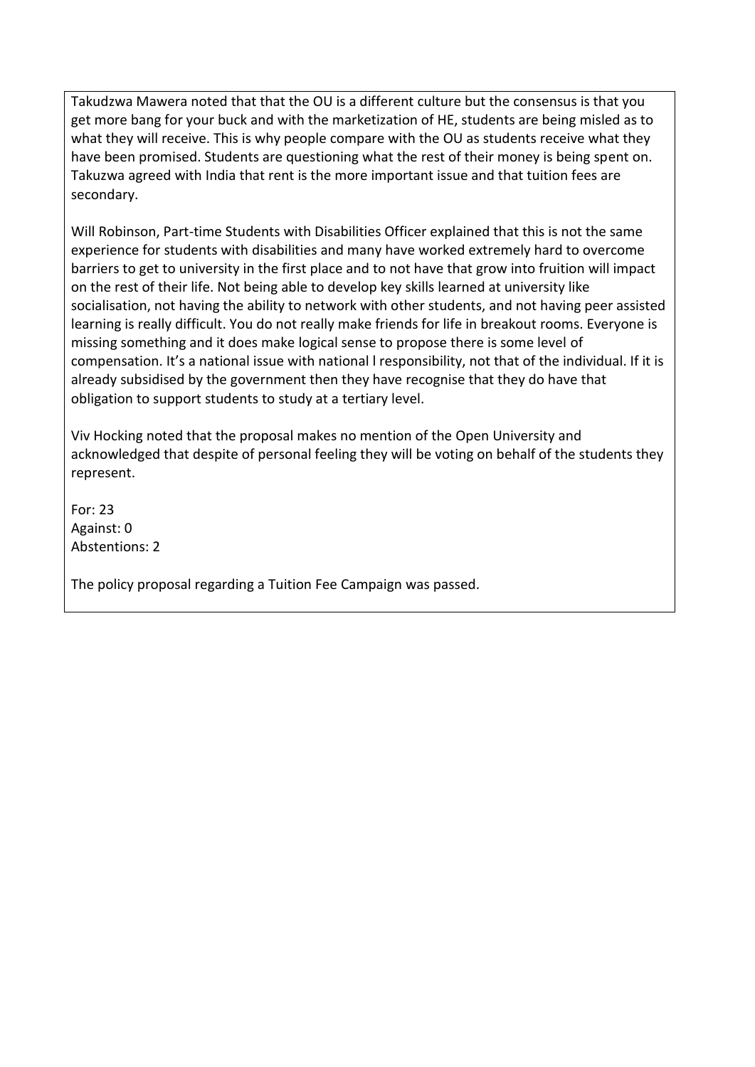Takudzwa Mawera noted that that the OU is a different culture but the consensus is that you get more bang for your buck and with the marketization of HE, students are being misled as to what they will receive. This is why people compare with the OU as students receive what they have been promised. Students are questioning what the rest of their money is being spent on. Takuzwa agreed with India that rent is the more important issue and that tuition fees are secondary.

Will Robinson, Part-time Students with Disabilities Officer explained that this is not the same experience for students with disabilities and many have worked extremely hard to overcome barriers to get to university in the first place and to not have that grow into fruition will impact on the rest of their life. Not being able to develop key skills learned at university like socialisation, not having the ability to network with other students, and not having peer assisted learning is really difficult. You do not really make friends for life in breakout rooms. Everyone is missing something and it does make logical sense to propose there is some level of compensation. It's a national issue with national l responsibility, not that of the individual. If it is already subsidised by the government then they have recognise that they do have that obligation to support students to study at a tertiary level.

Viv Hocking noted that the proposal makes no mention of the Open University and acknowledged that despite of personal feeling they will be voting on behalf of the students they represent.

For: 23
Against: 0
Abstentions: 2

The policy proposal regarding a Tuition Fee Campaign was passed.